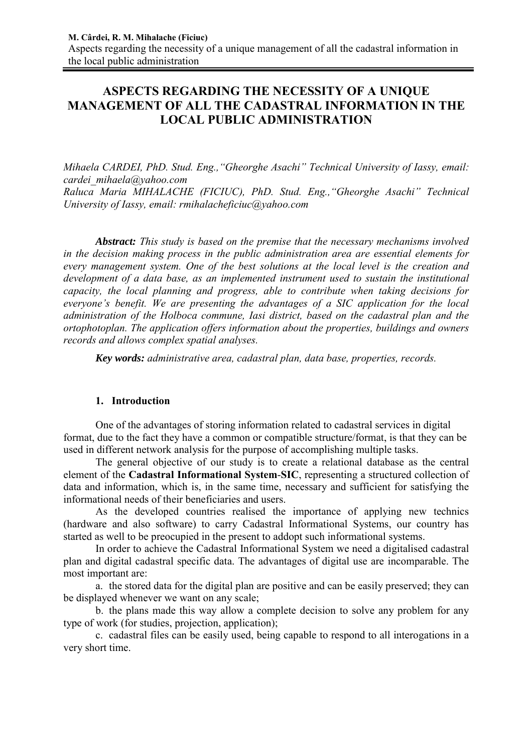# ASPECTS REGARDING THE NECESSITY OF A UNIQUE MANAGEMENT OF ALL THE CADASTRAL INFORMATION IN THE LOCAL PUBLIC ADMINISTRATION

*Mihaela CARDEI, PhD. Stud. Eng.,"Gheorghe Asachi" Technical University of Iassy, email: cardei_mihaela@yahoo.com*
*Raluca Maria MIHALACHE (FICIUC), PhD. Stud. Eng.,"Gheorghe Asachi" Technical University of Iassy, email: rmihalacheficiuc@yahoo.com*

***Abstract:*** *This study is based on the premise that the necessary mechanisms involved in the decision making process in the public administration area are essential elements for every management system. One of the best solutions at the local level is the creation and development of a data base, as an implemented instrument used to sustain the institutional capacity, the local planning and progress, able to contribute when taking decisions for everyone's benefit. We are presenting the advantages of a SIC application for the local administration of the Holboca commune, Iasi district, based on the cadastral plan and the ortophotoplan. The application offers information about the properties, buildings and owners records and allows complex spatial analyses.*

***Key words:*** *administrative area, cadastral plan, data base, properties, records.*

## 1. Introduction

One of the advantages of storing information related to cadastral services in digital format, due to the fact they have a common or compatible structure/format, is that they can be used in different network analysis for the purpose of accomplishing multiple tasks.

The general objective of our study is to create a relational database as the central element of the **Cadastral Informational System-SIC**, representing a structured collection of data and information, which is, in the same time, necessary and sufficient for satisfying the informational needs of their beneficiaries and users.

As the developed countries realised the importance of applying new technics (hardware and also software) to carry Cadastral Informational Systems, our country has started as well to be preocupied in the present to addopt such informational systems.

In order to achieve the Cadastral Informational System we need a digitalised cadastral plan and digital cadastral specific data. The advantages of digital use are incomparable. The most important are:

a. the stored data for the digital plan are positive and can be easily preserved; they can be displayed whenever we want on any scale;

b. the plans made this way allow a complete decision to solve any problem for any type of work (for studies, projection, application);

c. cadastral files can be easily used, being capable to respond to all interogations in a very short time.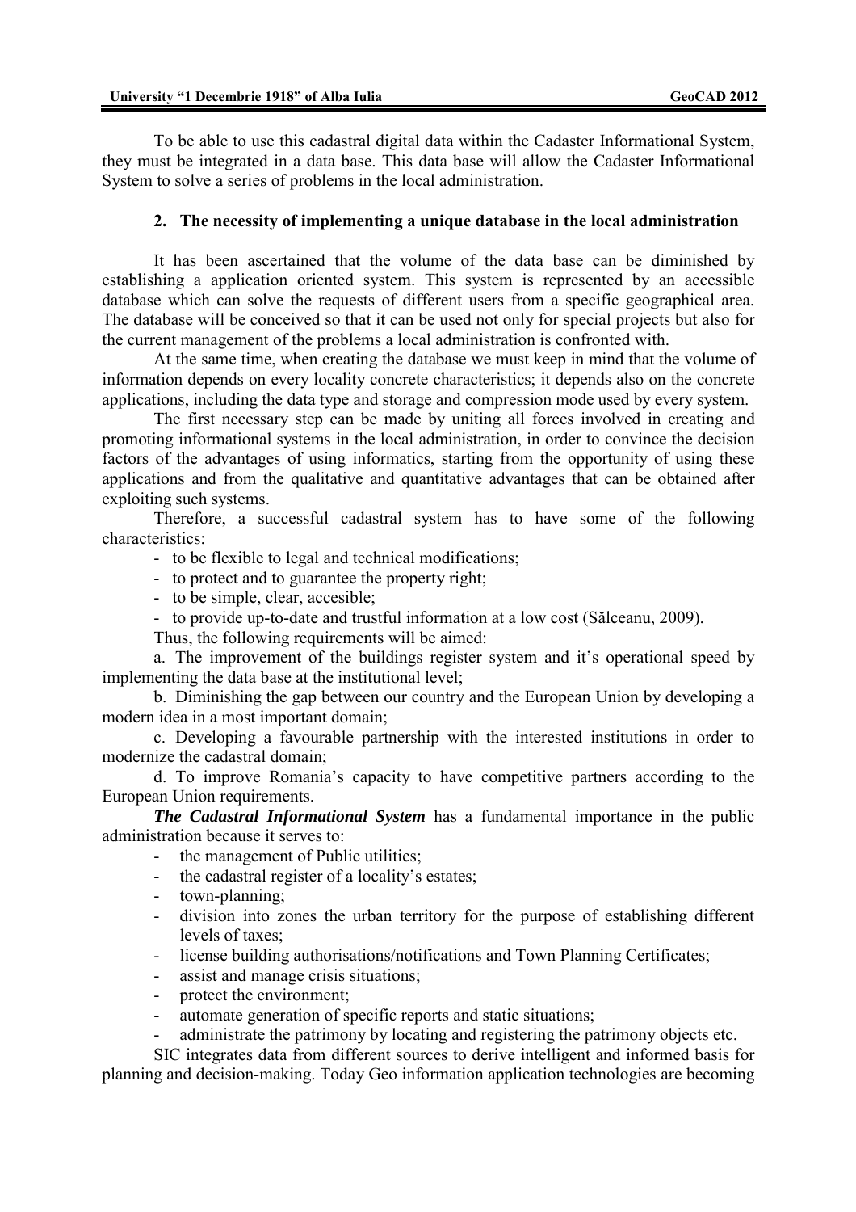To be able to use this cadastral digital data within the Cadaster Informational System, they must be integrated in a data base. This data base will allow the Cadaster Informational System to solve a series of problems in the local administration.

## 2. The necessity of implementing a unique database in the local administration

It has been ascertained that the volume of the data base can be diminished by establishing a application oriented system. This system is represented by an accessible database which can solve the requests of different users from a specific geographical area. The database will be conceived so that it can be used not only for special projects but also for the current management of the problems a local administration is confronted with.

At the same time, when creating the database we must keep in mind that the volume of information depends on every locality concrete characteristics; it depends also on the concrete applications, including the data type and storage and compression mode used by every system.

The first necessary step can be made by uniting all forces involved in creating and promoting informational systems in the local administration, in order to convince the decision factors of the advantages of using informatics, starting from the opportunity of using these applications and from the qualitative and quantitative advantages that can be obtained after exploiting such systems.

Therefore, a successful cadastral system has to have some of the following characteristics:

- to be flexible to legal and technical modifications;
- to protect and to guarantee the property right;
- to be simple, clear, accesible;
- to provide up-to-date and trustful information at a low cost (Sălceanu, 2009).

Thus, the following requirements will be aimed:

a. The improvement of the buildings register system and it's operational speed by implementing the data base at the institutional level;

b. Diminishing the gap between our country and the European Union by developing a modern idea in a most important domain;

c. Developing a favourable partnership with the interested institutions in order to modernize the cadastral domain;

d. To improve Romania's capacity to have competitive partners according to the European Union requirements.

***The Cadastral Informational System*** has a fundamental importance in the public administration because it serves to:

- the management of Public utilities;
- the cadastral register of a locality's estates;
- town-planning;
- division into zones the urban territory for the purpose of establishing different levels of taxes;
- license building authorisations/notifications and Town Planning Certificates;
- assist and manage crisis situations;
- protect the environment;
- automate generation of specific reports and static situations;
- administrate the patrimony by locating and registering the patrimony objects etc.

SIC integrates data from different sources to derive intelligent and informed basis for planning and decision-making. Today Geo information application technologies are becoming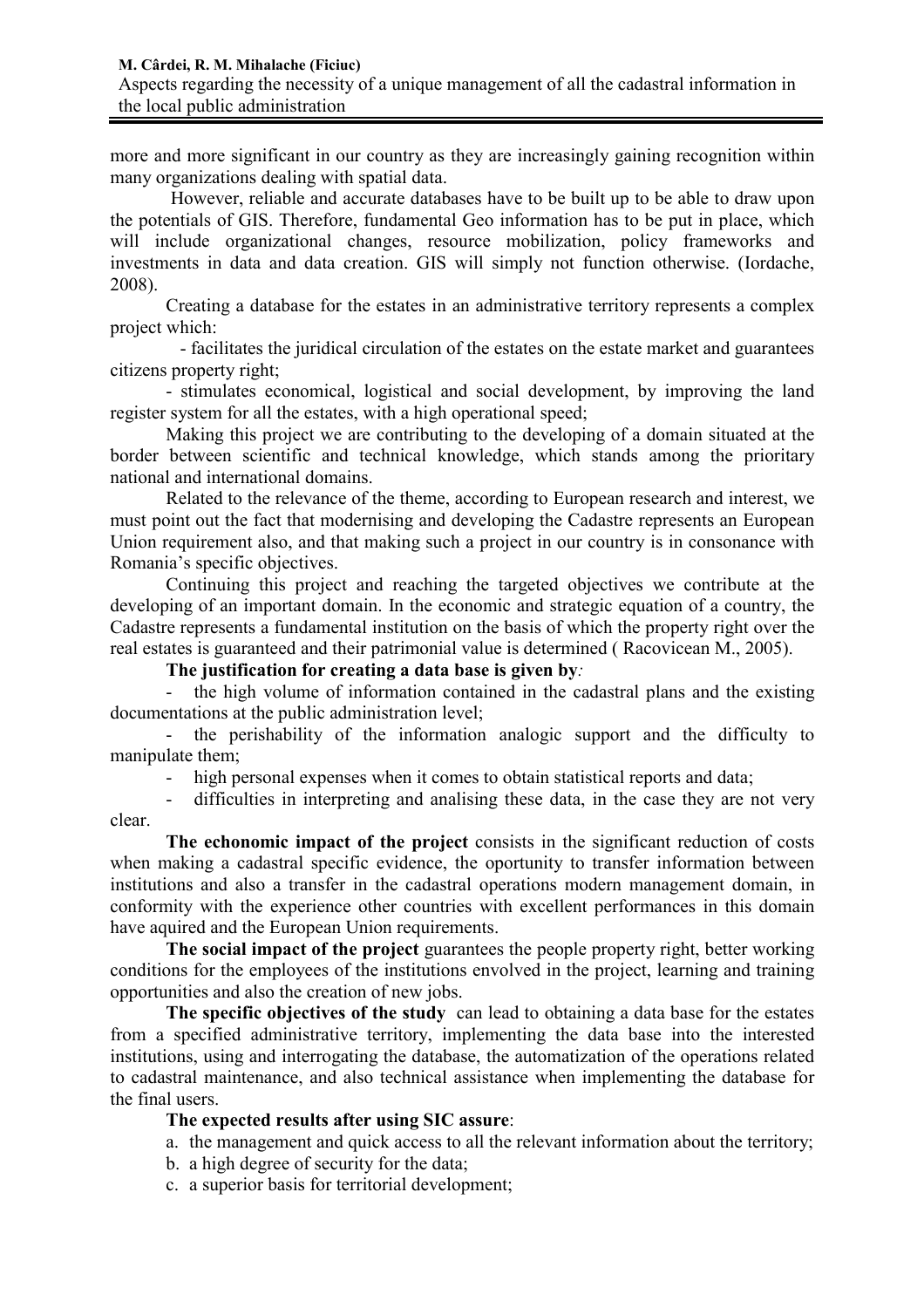more and more significant in our country as they are increasingly gaining recognition within many organizations dealing with spatial data.

However, reliable and accurate databases have to be built up to be able to draw upon the potentials of GIS. Therefore, fundamental Geo information has to be put in place, which will include organizational changes, resource mobilization, policy frameworks and investments in data and data creation. GIS will simply not function otherwise. (Iordache, 2008).

Creating a database for the estates in an administrative territory represents a complex project which:

- facilitates the juridical circulation of the estates on the estate market and guarantees citizens property right;
- stimulates economical, logistical and social development, by improving the land register system for all the estates, with a high operational speed;

Making this project we are contributing to the developing of a domain situated at the border between scientific and technical knowledge, which stands among the prioritary national and international domains.

Related to the relevance of the theme, according to European research and interest, we must point out the fact that modernising and developing the Cadastre represents an European Union requirement also, and that making such a project in our country is in consonance with Romania's specific objectives.

Continuing this project and reaching the targeted objectives we contribute at the developing of an important domain. In the economic and strategic equation of a country, the Cadastre represents a fundamental institution on the basis of which the property right over the real estates is guaranteed and their patrimonial value is determined ( Racovicean M., 2005).

**The justification for creating a data base is given by***:*

- the high volume of information contained in the cadastral plans and the existing documentations at the public administration level;
- the perishability of the information analogic support and the difficulty to manipulate them;
- high personal expenses when it comes to obtain statistical reports and data;
- difficulties in interpreting and analising these data, in the case they are not very clear.

**The echonomic impact of the project** consists in the significant reduction of costs when making a cadastral specific evidence, the oportunity to transfer information between institutions and also a transfer in the cadastral operations modern management domain, in conformity with the experience other countries with excellent performances in this domain have aquired and the European Union requirements.

**The social impact of the project** guarantees the people property right, better working conditions for the employees of the institutions envolved in the project, learning and training opportunities and also the creation of new jobs.

**The specific objectives of the study** can lead to obtaining a data base for the estates from a specified administrative territory, implementing the data base into the interested institutions, using and interrogating the database, the automatization of the operations related to cadastral maintenance, and also technical assistance when implementing the database for the final users.

**The expected results after using SIC assure**:

a. the management and quick access to all the relevant information about the territory;
b. a high degree of security for the data;
c. a superior basis for territorial development;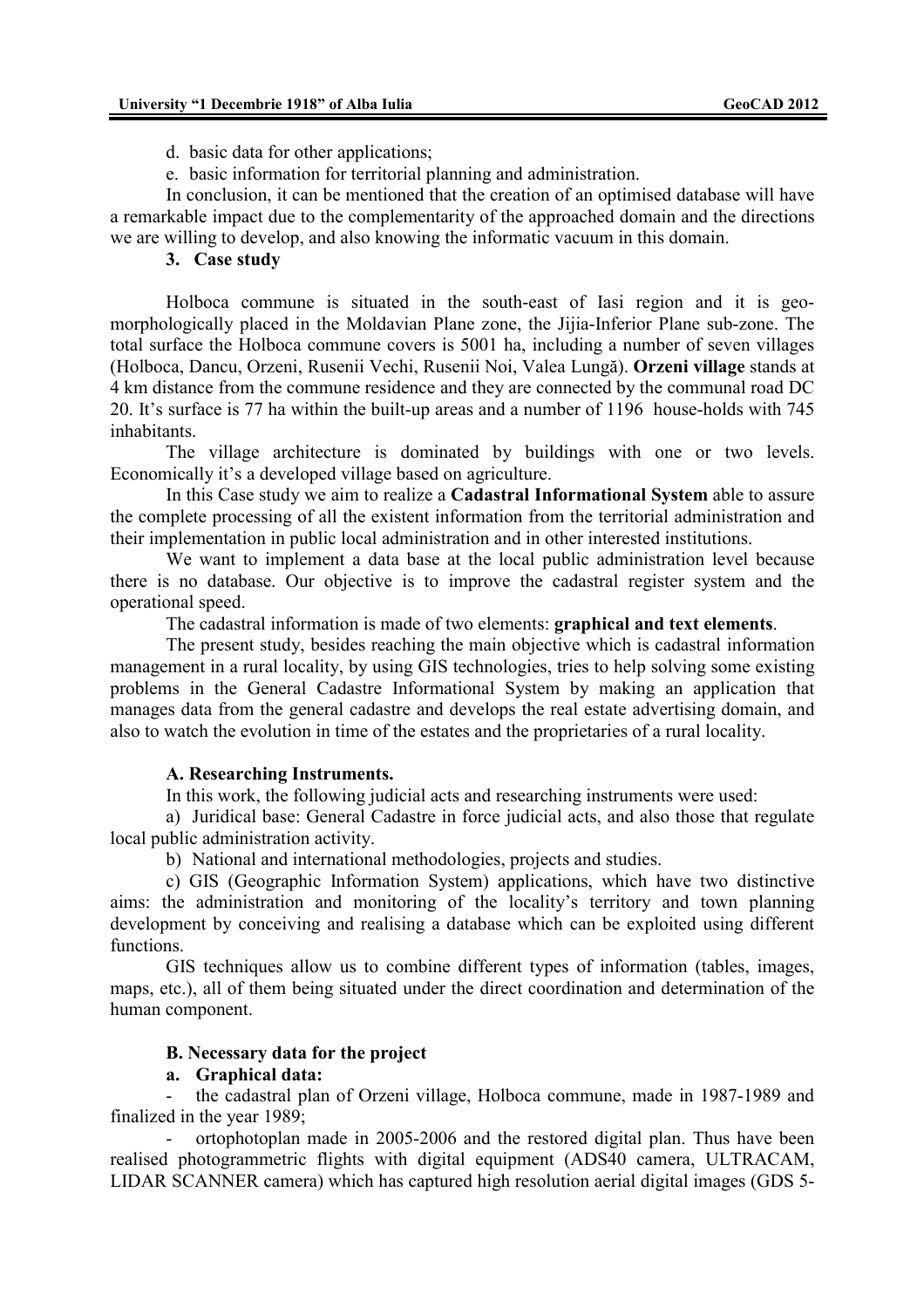d. basic data for other applications;

e. basic information for territorial planning and administration.

In conclusion, it can be mentioned that the creation of an optimised database will have a remarkable impact due to the complementarity of the approached domain and the directions we are willing to develop, and also knowing the informatic vacuum in this domain.

## 3. Case study

Holboca commune is situated in the south-east of Iasi region and it is geo-morphologically placed in the Moldavian Plane zone, the Jijia-Inferior Plane sub-zone. The total surface the Holboca commune covers is 5001 ha, including a number of seven villages (Holboca, Dancu, Orzeni, Rusenii Vechi, Rusenii Noi, Valea Lungă). **Orzeni village** stands at 4 km distance from the commune residence and they are connected by the communal road DC 20. It's surface is 77 ha within the built-up areas and a number of 1196 house-holds with 745 inhabitants.

The village architecture is dominated by buildings with one or two levels. Economically it's a developed village based on agriculture.

In this Case study we aim to realize a **Cadastral Informational System** able to assure the complete processing of all the existent information from the territorial administration and their implementation in public local administration and in other interested institutions.

We want to implement a data base at the local public administration level because there is no database. Our objective is to improve the cadastral register system and the operational speed.

The cadastral information is made of two elements: **graphical and text elements**.

The present study, besides reaching the main objective which is cadastral information management in a rural locality, by using GIS technologies, tries to help solving some existing problems in the General Cadastre Informational System by making an application that manages data from the general cadastre and develops the real estate advertising domain, and also to watch the evolution in time of the estates and the proprietaries of a rural locality.

### A. Researching Instruments.

In this work, the following judicial acts and researching instruments were used:

a) Juridical base: General Cadastre in force judicial acts, and also those that regulate local public administration activity.

b) National and international methodologies, projects and studies.

c) GIS (Geographic Information System) applications, which have two distinctive aims: the administration and monitoring of the locality's territory and town planning development by conceiving and realising a database which can be exploited using different functions.

GIS techniques allow us to combine different types of information (tables, images, maps, etc.), all of them being situated under the direct coordination and determination of the human component.

### B. Necessary data for the project

#### a. Graphical data:

- the cadastral plan of Orzeni village, Holboca commune, made in 1987-1989 and finalized in the year 1989;
- ortophotoplan made in 2005-2006 and the restored digital plan. Thus have been realised photogrammetric flights with digital equipment (ADS40 camera, ULTRACAM, LIDAR SCANNER camera) which has captured high resolution aerial digital images (GDS 5-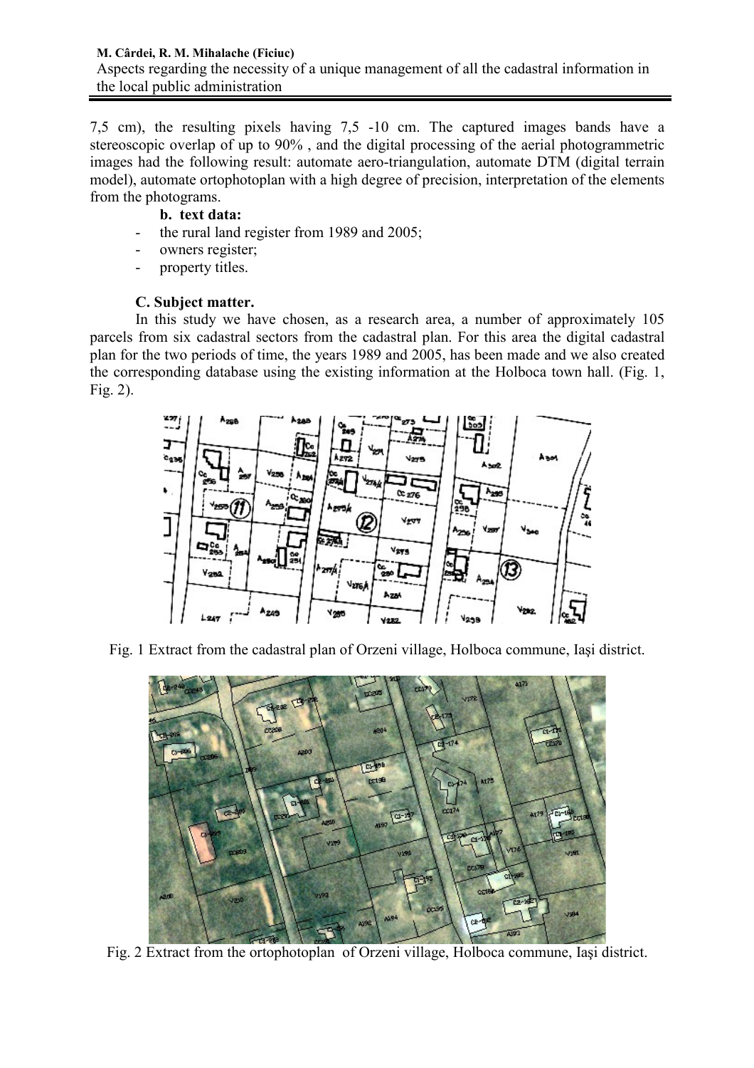7,5 cm), the resulting pixels having 7,5 -10 cm. The captured images bands have a stereoscopic overlap of up to 90% , and the digital processing of the aerial photogrammetric images had the following result: automate aero-triangulation, automate DTM (digital terrain model), automate ortophotoplan with a high degree of precision, interpretation of the elements from the photograms.

**b. text data:**

- the rural land register from 1989 and 2005;
- owners register;
- property titles.

**C. Subject matter.**

In this study we have chosen, as a research area, a number of approximately 105 parcels from six cadastral sectors from the cadastral plan. For this area the digital cadastral plan for the two periods of time, the years 1989 and 2005, has been made and we also created the corresponding database using the existing information at the Holboca town hall. (Fig. 1, Fig. 2).

Fig. 1 Extract from the cadastral plan of Orzeni village, Holboca commune, Iaşi district.

Fig. 2 Extract from the ortophotoplan of Orzeni village, Holboca commune, Iaşi district.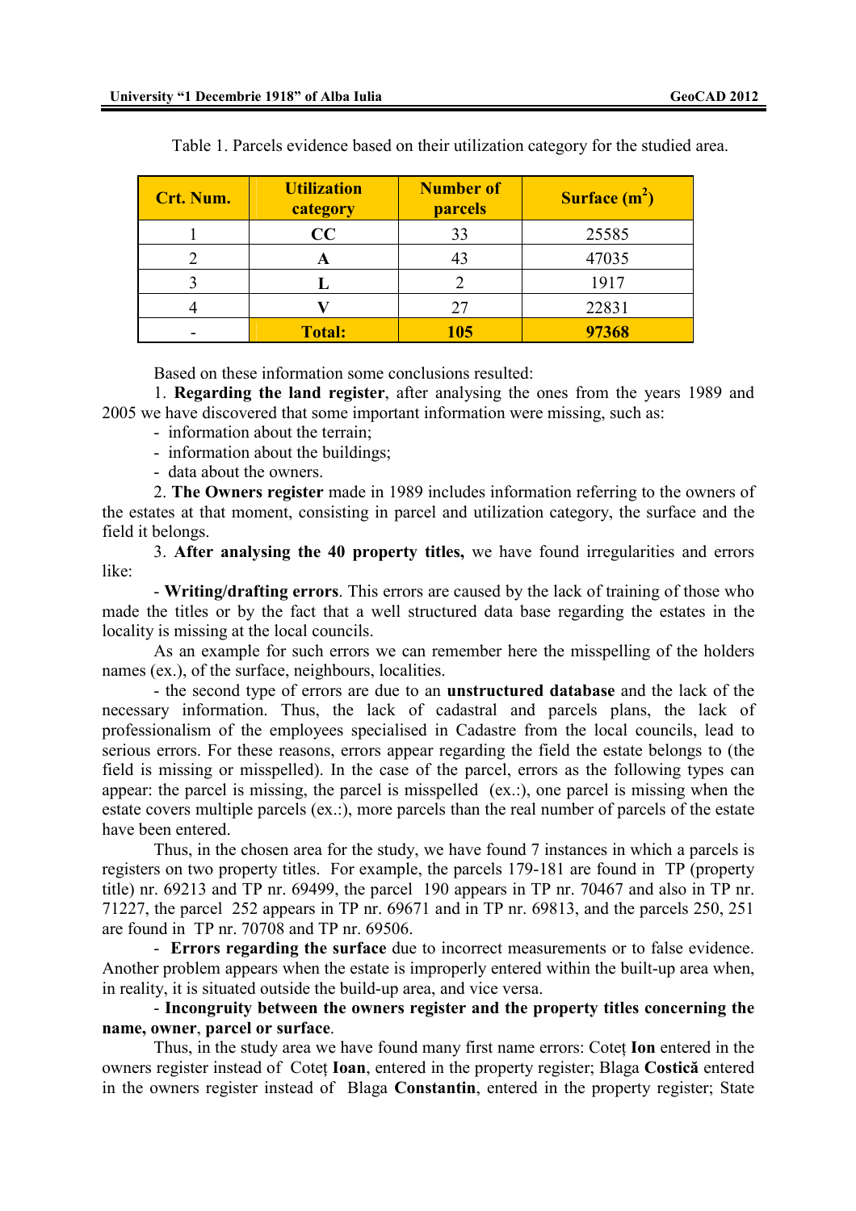Table 1. Parcels evidence based on their utilization category for the studied area.

| Crt. Num. | Utilization category | Number of parcels | Surface ($m^2$) |
|---|---|---|---|
| 1 | **CC** | 33 | 25585 |
| 2 | **A** | 43 | 47035 |
| 3 | **L** | 2 | 1917 |
| 4 | **V** | 27 | 22831 |
| - | **Total:** | **105** | **97368** |

Based on these information some conclusions resulted:

1. **Regarding the land register**, after analysing the ones from the years 1989 and 2005 we have discovered that some important information were missing, such as:

- information about the terrain;
- information about the buildings;
- data about the owners.

2. **The Owners register** made in 1989 includes information referring to the owners of the estates at that moment, consisting in parcel and utilization category, the surface and the field it belongs.

3. **After analysing the 40 property titles,** we have found irregularities and errors like:

- **Writing/drafting errors**. This errors are caused by the lack of training of those who made the titles or by the fact that a well structured data base regarding the estates in the locality is missing at the local councils.

As an example for such errors we can remember here the misspelling of the holders names (ex.), of the surface, neighbours, localities.

- the second type of errors are due to an **unstructured database** and the lack of the necessary information. Thus, the lack of cadastral and parcels plans, the lack of professionalism of the employees specialised in Cadastre from the local councils, lead to serious errors. For these reasons, errors appear regarding the field the estate belongs to (the field is missing or misspelled). In the case of the parcel, errors as the following types can appear: the parcel is missing, the parcel is misspelled (ex.:), one parcel is missing when the estate covers multiple parcels (ex.:), more parcels than the real number of parcels of the estate have been entered.

Thus, in the chosen area for the study, we have found 7 instances in which a parcels is registers on two property titles. For example, the parcels 179-181 are found in TP (property title) nr. 69213 and TP nr. 69499, the parcel 190 appears in TP nr. 70467 and also in TP nr. 71227, the parcel 252 appears in TP nr. 69671 and in TP nr. 69813, and the parcels 250, 251 are found in TP nr. 70708 and TP nr. 69506.

- **Errors regarding the surface** due to incorrect measurements or to false evidence. Another problem appears when the estate is improperly entered within the built-up area when, in reality, it is situated outside the build-up area, and vice versa.

- **Incongruity between the owners register and the property titles concerning the name, owner**, **parcel or surface**.

Thus, in the study area we have found many first name errors: Coteț **Ion** entered in the owners register instead of Coteț **Ioan**, entered in the property register; Blaga **Costică** entered in the owners register instead of Blaga **Constantin**, entered in the property register; State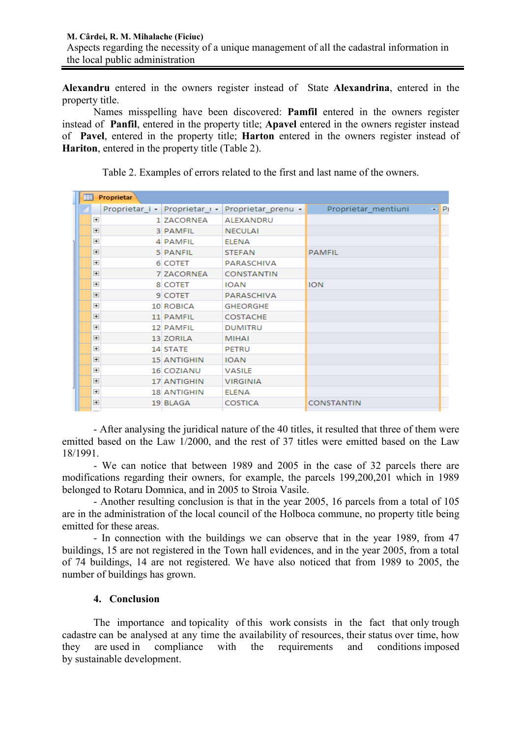**Alexandru** entered in the owners register instead of State **Alexandrina**, entered in the property title.

Names misspelling have been discovered: **Pamfil** entered in the owners register instead of **Panfil**, entered in the property title; **Apavel** entered in the owners register instead of **Pavel**, entered in the property title; **Harton** entered in the owners register instead of **Hariton**, entered in the property title (Table 2).

Table 2. Examples of errors related to the first and last name of the owners.

| Proprietar_i | Proprietar_r | Proprietar_prenu | Proprietar_mentiuni |
|---|---|---|---|
| 1 | ZACORNEA | ALEXANDRU | |
| 3 | PAMFIL | NECULAI | |
| 4 | PAMFIL | ELENA | |
| 5 | PANFIL | STEFAN | PAMFIL |
| 6 | COTET | PARASCHIVA | |
| 7 | ZACORNEA | CONSTANTIN | |
| 8 | COTET | IOAN | ION |
| 9 | COTET | PARASCHIVA | |
| 10 | ROBICA | GHEORGHE | |
| 11 | PAMFIL | COSTACHE | |
| 12 | PAMFIL | DUMITRU | |
| 13 | ZORILA | MIHAI | |
| 14 | STATE | PETRU | |
| 15 | ANTIGHIN | IOAN | |
| 16 | COZIANU | VASILE | |
| 17 | ANTIGHIN | VIRGINIA | |
| 18 | ANTIGHIN | ELENA | |
| 19 | BLAGA | COSTICA | CONSTANTIN |

- After analysing the juridical nature of the 40 titles, it resulted that three of them were emitted based on the Law 1/2000, and the rest of 37 titles were emitted based on the Law 18/1991.

- We can notice that between 1989 and 2005 in the case of 32 parcels there are modifications regarding their owners, for example, the parcels 199,200,201 which in 1989 belonged to Rotaru Domnica, and in 2005 to Stroia Vasile.

- Another resulting conclusion is that in the year 2005, 16 parcels from a total of 105 are in the administration of the local council of the Holboca commune, no property title being emitted for these areas.

- In connection with the buildings we can observe that in the year 1989, from 47 buildings, 15 are not registered in the Town hall evidences, and in the year 2005, from a total of 74 buildings, 14 are not registered. We have also noticed that from 1989 to 2005, the number of buildings has grown.

## 4. Conclusion

The importance and topicality of this work consists in the fact that only trough cadastre can be analysed at any time the availability of resources, their status over time, how they are used in compliance with the requirements and conditions imposed by sustainable development.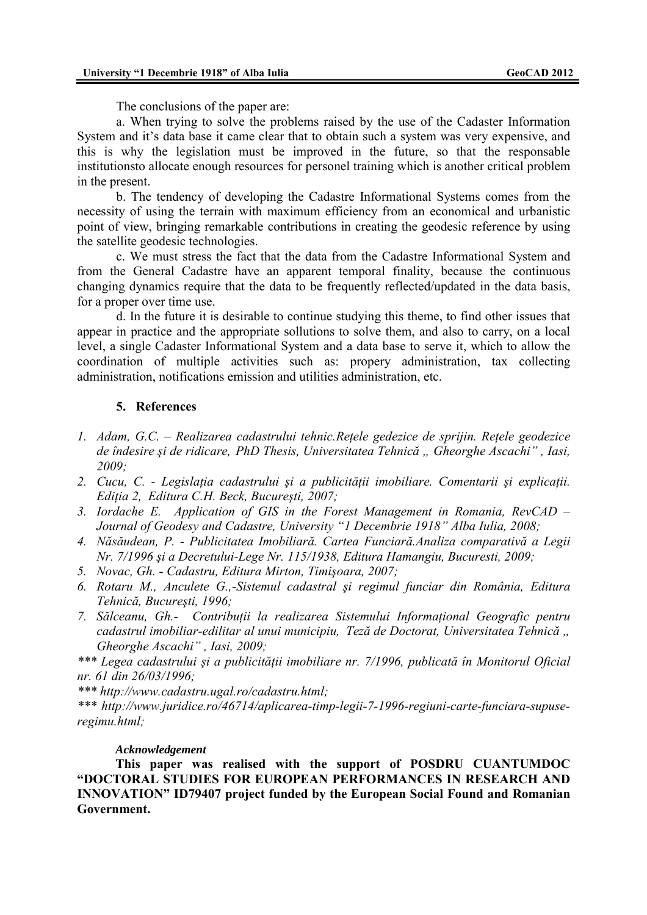The conclusions of the paper are:

a. When trying to solve the problems raised by the use of the Cadaster Information System and it's data base it came clear that to obtain such a system was very expensive, and this is why the legislation must be improved in the future, so that the responsable institutionsto allocate enough resources for personel training which is another critical problem in the present.

b. The tendency of developing the Cadastre Informational Systems comes from the necessity of using the terrain with maximum efficiency from an economical and urbanistic point of view, bringing remarkable contributions in creating the geodesic reference by using the satellite geodesic technologies.

c. We must stress the fact that the data from the Cadastre Informational System and from the General Cadastre have an apparent temporal finality, because the continuous changing dynamics require that the data to be frequently reflected/updated in the data basis, for a proper over time use.

d. In the future it is desirable to continue studying this theme, to find other issues that appear in practice and the appropriate sollutions to solve them, and also to carry, on a local level, a single Cadaster Informational System and a data base to serve it, which to allow the coordination of multiple activities such as: propery administration, tax collecting administration, notifications emission and utilities administration, etc.

## 5. References

1. *Adam, G.C. – Realizarea cadastrului tehnic.Reţele gedezice de sprijin. Reţele geodezice de îndesire şi de ridicare, PhD Thesis, Universitatea Tehnică „ Gheorghe Ascachi" , Iasi, 2009;*
2. *Cucu, C. - Legislaţia cadastrului şi a publicităţii imobiliare. Comentarii şi explicaţii. Ediţia 2, Editura C.H. Beck, Bucureşti, 2007;*
3. *Iordache E. Application of GIS in the Forest Management in Romania, RevCAD – Journal of Geodesy and Cadastre, University "1 Decembrie 1918" Alba Iulia, 2008;*
4. *Năsăudean, P. - Publicitatea Imobiliară. Cartea Funciară.Analiza comparativă a Legii Nr. 7/1996 şi a Decretului-Lege Nr. 115/1938, Editura Hamangiu, Bucuresti, 2009;*
5. *Novac, Gh. - Cadastru, Editura Mirton, Timişoara, 2007;*
6. *Rotaru M., Anculete G.,-Sistemul cadastral şi regimul funciar din România, Editura Tehnică, Bucureşti, 1996;*
7. *Sălceanu, Gh.- Contribuţii la realizarea Sistemului Informaţional Geografic pentru cadastrul imobiliar-edilitar al unui municipiu, Teză de Doctorat, Universitatea Tehnică „ Gheorghe Ascachi" , Iasi, 2009;*

*\*\*\* Legea cadastrului şi a publicităţii imobiliare nr. 7/1996, publicată în Monitorul Oficial nr. 61 din 26/03/1996;*

*\*\*\* http://www.cadastru.ugal.ro/cadastru.html;*

*\*\*\* http://www.juridice.ro/46714/aplicarea-timp-legii-7-1996-regiuni-carte-funciara-supuse-regimu.html;*

***Acknowledgement***

**This paper was realised with the support of POSDRU CUANTUMDOC "DOCTORAL STUDIES FOR EUROPEAN PERFORMANCES IN RESEARCH AND INNOVATION" ID79407 project funded by the European Social Found and Romanian Government.**